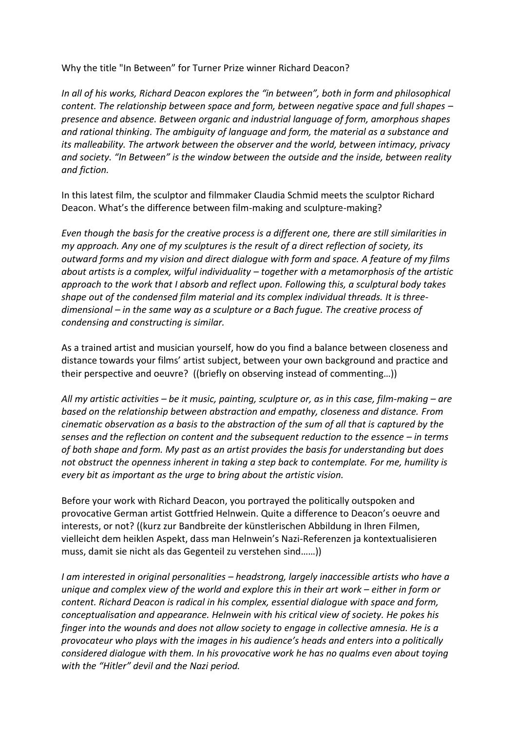Why the title "In Between" for Turner Prize winner Richard Deacon?

*In all of his works, Richard Deacon explores the "in between", both in form and philosophical content. The relationship between space and form, between negative space and full shapes – presence and absence. Between organic and industrial language of form, amorphous shapes and rational thinking. The ambiguity of language and form, the material as a substance and its malleability. The artwork between the observer and the world, between intimacy, privacy and society. "In Between" is the window between the outside and the inside, between reality and fiction.*

In this latest film, the sculptor and filmmaker Claudia Schmid meets the sculptor Richard Deacon. What's the difference between film-making and sculpture-making?

*Even though the basis for the creative process is a different one, there are still similarities in my approach. Any one of my sculptures is the result of a direct reflection of society, its outward forms and my vision and direct dialogue with form and space. A feature of my films about artists is a complex, wilful individuality – together with a metamorphosis of the artistic approach to the work that I absorb and reflect upon. Following this, a sculptural body takes shape out of the condensed film material and its complex individual threads. It is three-dimensional – in the same way as a sculpture or a Bach fugue. The creative process of condensing and constructing is similar.*

As a trained artist and musician yourself, how do you find a balance between closeness and distance towards your films' artist subject, between your own background and practice and their perspective and oeuvre? ((briefly on observing instead of commenting…))

*All my artistic activities – be it music, painting, sculpture or, as in this case, film-making – are based on the relationship between abstraction and empathy, closeness and distance. From cinematic observation as a basis to the abstraction of the sum of all that is captured by the senses and the reflection on content and the subsequent reduction to the essence – in terms of both shape and form. My past as an artist provides the basis for understanding but does not obstruct the openness inherent in taking a step back to contemplate. For me, humility is every bit as important as the urge to bring about the artistic vision.*

Before your work with Richard Deacon, you portrayed the politically outspoken and provocative German artist Gottfried Helnwein. Quite a difference to Deacon's oeuvre and interests, or not? ((kurz zur Bandbreite der künstlerischen Abbildung in Ihren Filmen, vielleicht dem heiklen Aspekt, dass man Helnwein's Nazi-Referenzen ja kontextualisieren muss, damit sie nicht als das Gegenteil zu verstehen sind……))

*I am interested in original personalities – headstrong, largely inaccessible artists who have a unique and complex view of the world and explore this in their art work – either in form or content. Richard Deacon is radical in his complex, essential dialogue with space and form, conceptualisation and appearance. Helnwein with his critical view of society. He pokes his finger into the wounds and does not allow society to engage in collective amnesia. He is a provocateur who plays with the images in his audience's heads and enters into a politically considered dialogue with them. In his provocative work he has no qualms even about toying with the "Hitler" devil and the Nazi period.*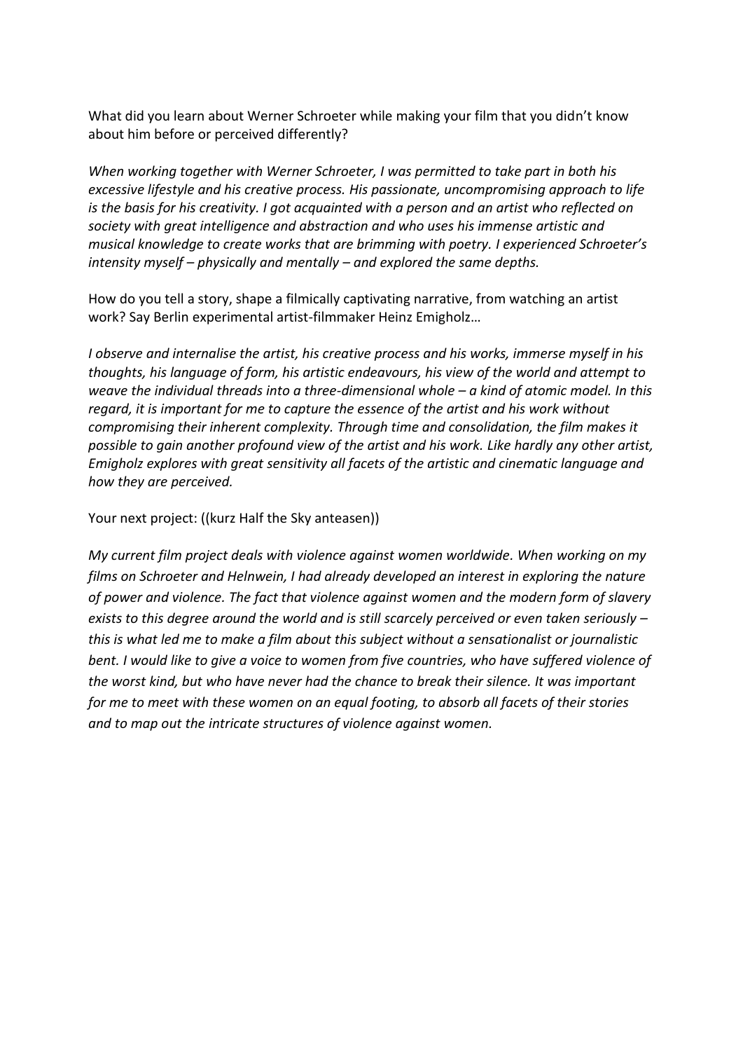What did you learn about Werner Schroeter while making your film that you didn't know about him before or perceived differently?

*When working together with Werner Schroeter, I was permitted to take part in both his excessive lifestyle and his creative process. His passionate, uncompromising approach to life is the basis for his creativity. I got acquainted with a person and an artist who reflected on society with great intelligence and abstraction and who uses his immense artistic and musical knowledge to create works that are brimming with poetry. I experienced Schroeter's intensity myself – physically and mentally – and explored the same depths.*

How do you tell a story, shape a filmically captivating narrative, from watching an artist work? Say Berlin experimental artist-filmmaker Heinz Emigholz…

*I observe and internalise the artist, his creative process and his works, immerse myself in his thoughts, his language of form, his artistic endeavours, his view of the world and attempt to weave the individual threads into a three-dimensional whole – a kind of atomic model. In this regard, it is important for me to capture the essence of the artist and his work without compromising their inherent complexity. Through time and consolidation, the film makes it possible to gain another profound view of the artist and his work. Like hardly any other artist, Emigholz explores with great sensitivity all facets of the artistic and cinematic language and how they are perceived.*

Your next project: ((kurz Half the Sky anteasen))

*My current film project deals with violence against women worldwide. When working on my films on Schroeter and Helnwein, I had already developed an interest in exploring the nature of power and violence. The fact that violence against women and the modern form of slavery exists to this degree around the world and is still scarcely perceived or even taken seriously – this is what led me to make a film about this subject without a sensationalist or journalistic bent. I would like to give a voice to women from five countries, who have suffered violence of the worst kind, but who have never had the chance to break their silence. It was important for me to meet with these women on an equal footing, to absorb all facets of their stories and to map out the intricate structures of violence against women.*